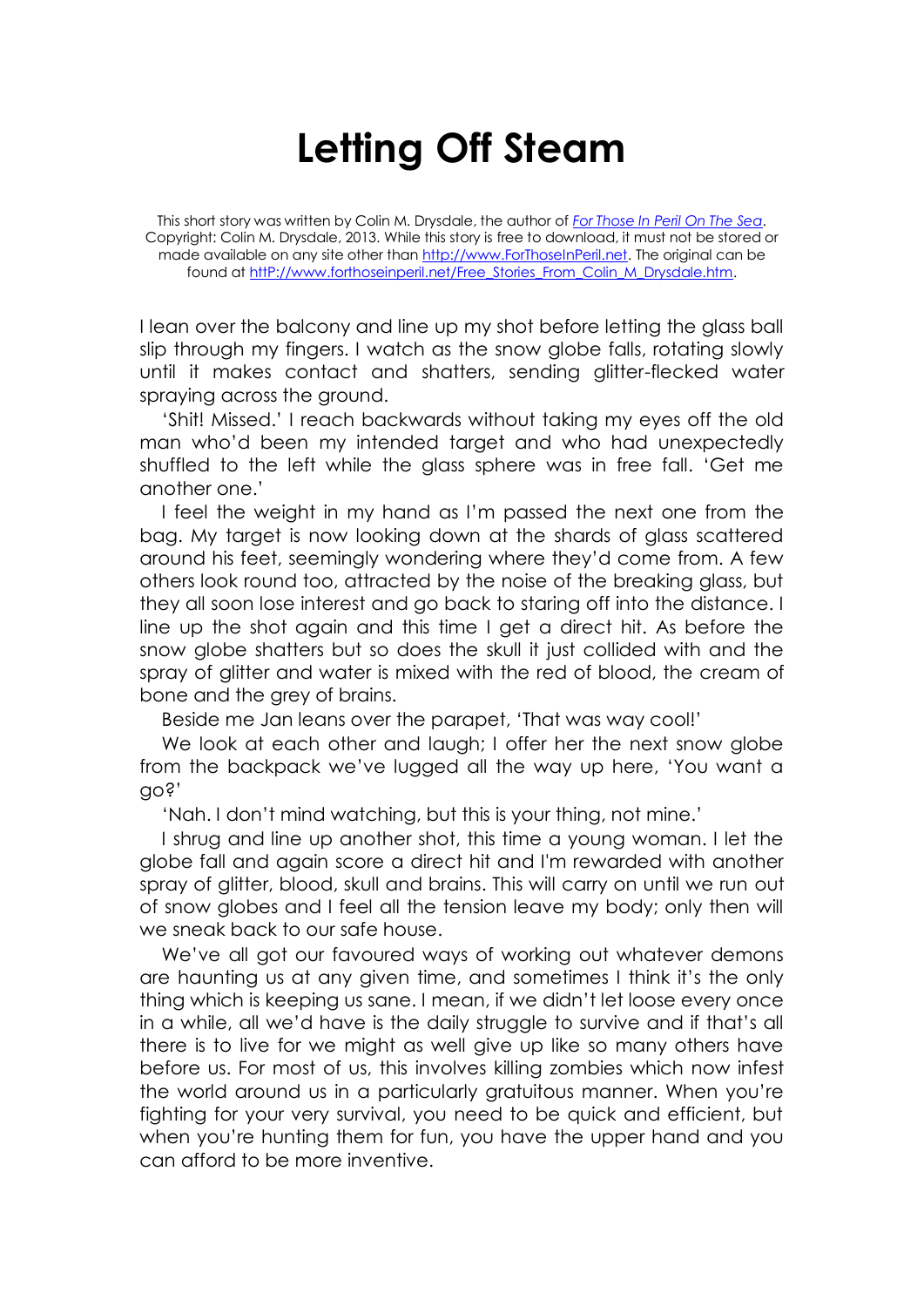# Letting Off Steam

This short story was written by Colin M. Drysdale, the author of *[For Those In Peril On The Sea](http://www.ForThoseInPeril.net)*. Copyright: Colin M. Drysdale, 2013. While this story is free to download, it must not be stored or made available on any site other than [http://www.ForThoseInPeril.net](http://www.ForThoseInPeril.net). The original can be found at [httP://www.forthoseinperil.net/Free_Stories_From_Colin_M_Drysdale.htm](httP://www.forthoseinperil.net/Free_Stories_From_Colin_M_Drysdale.htm).

I lean over the balcony and line up my shot before letting the glass ball slip through my fingers. I watch as the snow globe falls, rotating slowly until it makes contact and shatters, sending glitter-flecked water spraying across the ground.

'Shit! Missed.' I reach backwards without taking my eyes off the old man who'd been my intended target and who had unexpectedly shuffled to the left while the glass sphere was in free fall. 'Get me another one.'

I feel the weight in my hand as I'm passed the next one from the bag. My target is now looking down at the shards of glass scattered around his feet, seemingly wondering where they'd come from. A few others look round too, attracted by the noise of the breaking glass, but they all soon lose interest and go back to staring off into the distance. I line up the shot again and this time I get a direct hit. As before the snow globe shatters but so does the skull it just collided with and the spray of glitter and water is mixed with the red of blood, the cream of bone and the grey of brains.

Beside me Jan leans over the parapet, 'That was way cool!'

We look at each other and laugh; I offer her the next snow globe from the backpack we've lugged all the way up here, 'You want a go?'

'Nah. I don't mind watching, but this is your thing, not mine.'

I shrug and line up another shot, this time a young woman. I let the globe fall and again score a direct hit and I'm rewarded with another spray of glitter, blood, skull and brains. This will carry on until we run out of snow globes and I feel all the tension leave my body; only then will we sneak back to our safe house.

We've all got our favoured ways of working out whatever demons are haunting us at any given time, and sometimes I think it's the only thing which is keeping us sane. I mean, if we didn't let loose every once in a while, all we'd have is the daily struggle to survive and if that's all there is to live for we might as well give up like so many others have before us. For most of us, this involves killing zombies which now infest the world around us in a particularly gratuitous manner. When you're fighting for your very survival, you need to be quick and efficient, but when you're hunting them for fun, you have the upper hand and you can afford to be more inventive.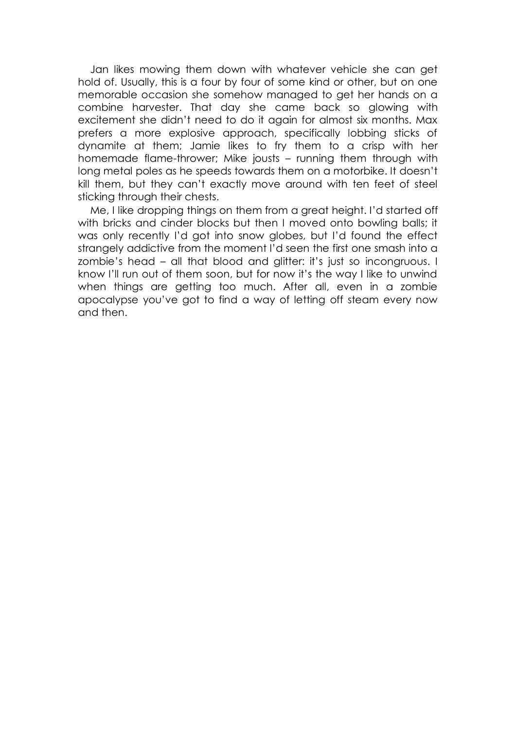Jan likes mowing them down with whatever vehicle she can get hold of. Usually, this is a four by four of some kind or other, but on one memorable occasion she somehow managed to get her hands on a combine harvester. That day she came back so glowing with excitement she didn't need to do it again for almost six months. Max prefers a more explosive approach, specifically lobbing sticks of dynamite at them; Jamie likes to fry them to a crisp with her homemade flame-thrower; Mike jousts – running them through with long metal poles as he speeds towards them on a motorbike. It doesn't kill them, but they can't exactly move around with ten feet of steel sticking through their chests.

Me, I like dropping things on them from a great height. I'd started off with bricks and cinder blocks but then I moved onto bowling balls; it was only recently I'd got into snow globes, but I'd found the effect strangely addictive from the moment I'd seen the first one smash into a zombie's head – all that blood and glitter: it's just so incongruous. I know I'll run out of them soon, but for now it's the way I like to unwind when things are getting too much. After all, even in a zombie apocalypse you've got to find a way of letting off steam every now and then.